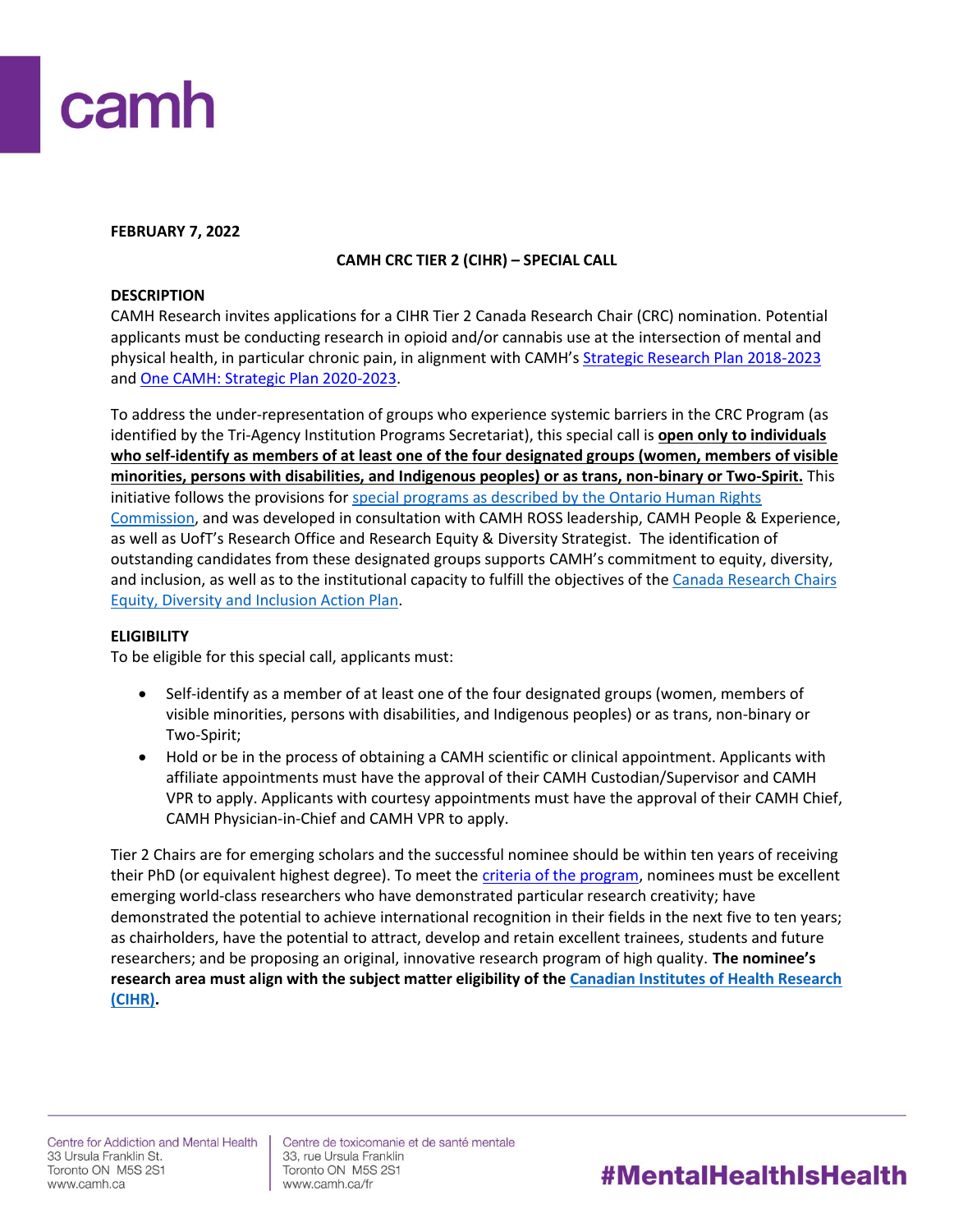**FEBRUARY 7, 2022**

**CAMH CRC TIER 2 (CIHR) – SPECIAL CALL**

**DESCRIPTION**

CAMH Research invites applications for a CIHR Tier 2 Canada Research Chair (CRC) nomination. Potential applicants must be conducting research in opioid and/or cannabis use at the intersection of mental and physical health, in particular chronic pain, in alignment with CAMH's Strategic Research Plan 2018-2023 and One CAMH: Strategic Plan 2020-2023.

To address the under-representation of groups who experience systemic barriers in the CRC Program (as identified by the Tri-Agency Institution Programs Secretariat), this special call is **open only to individuals who self-identify as members of at least one of the four designated groups (women, members of visible minorities, persons with disabilities, and Indigenous peoples) or as trans, non-binary or Two-Spirit.** This initiative follows the provisions for special programs as described by the Ontario Human Rights Commission, and was developed in consultation with CAMH ROSS leadership, CAMH People & Experience, as well as UofT's Research Office and Research Equity & Diversity Strategist. The identification of outstanding candidates from these designated groups supports CAMH's commitment to equity, diversity, and inclusion, as well as to the institutional capacity to fulfill the objectives of the Canada Research Chairs Equity, Diversity and Inclusion Action Plan.

**ELIGIBILITY**

To be eligible for this special call, applicants must:

- Self-identify as a member of at least one of the four designated groups (women, members of visible minorities, persons with disabilities, and Indigenous peoples) or as trans, non-binary or Two-Spirit;
- Hold or be in the process of obtaining a CAMH scientific or clinical appointment. Applicants with affiliate appointments must have the approval of their CAMH Custodian/Supervisor and CAMH VPR to apply. Applicants with courtesy appointments must have the approval of their CAMH Chief, CAMH Physician-in-Chief and CAMH VPR to apply.

Tier 2 Chairs are for emerging scholars and the successful nominee should be within ten years of receiving their PhD (or equivalent highest degree). To meet the criteria of the program, nominees must be excellent emerging world-class researchers who have demonstrated particular research creativity; have demonstrated the potential to achieve international recognition in their fields in the next five to ten years; as chairholders, have the potential to attract, develop and retain excellent trainees, students and future researchers; and be proposing an original, innovative research program of high quality. **The nominee's research area must align with the subject matter eligibility of the Canadian Institutes of Health Research (CIHR).**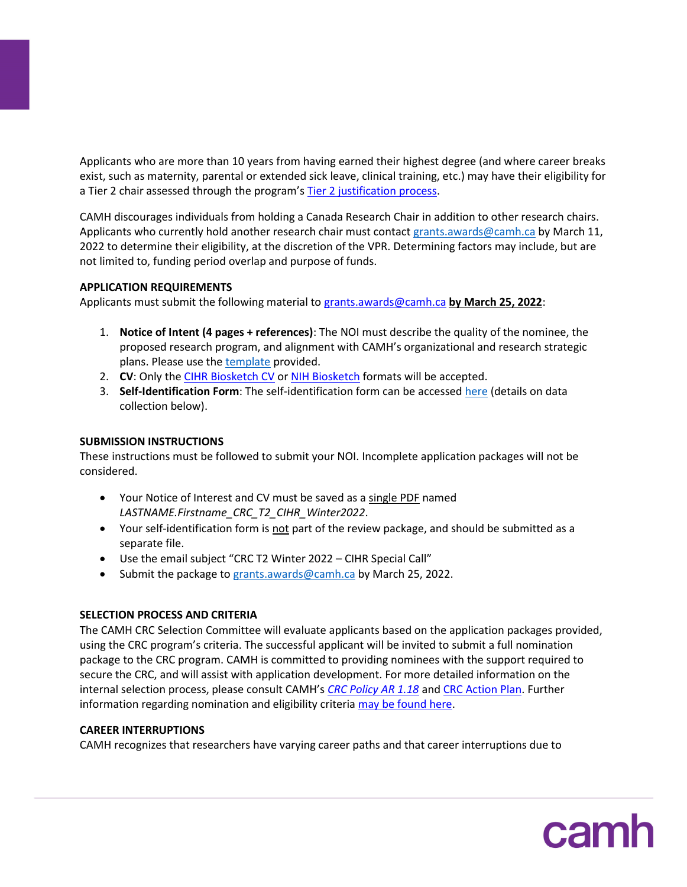Applicants who are more than 10 years from having earned their highest degree (and where career breaks exist, such as maternity, parental or extended sick leave, clinical training, etc.) may have their eligibility for a Tier 2 chair assessed through the program's [Tier 2 justification process](#).

CAMH discourages individuals from holding a Canada Research Chair in addition to other research chairs. Applicants who currently hold another research chair must contact [grants.awards@camh.ca](mailto:grants.awards@camh.ca) by March 11, 2022 to determine their eligibility, at the discretion of the VPR. Determining factors may include, but are not limited to, funding period overlap and purpose of funds.

**APPLICATION REQUIREMENTS**

Applicants must submit the following material to [grants.awards@camh.ca](mailto:grants.awards@camh.ca) **by March 25, 2022**:

1. **Notice of Intent (4 pages + references)**: The NOI must describe the quality of the nominee, the proposed research program, and alignment with CAMH's organizational and research strategic plans. Please use the [template](#) provided.
2. **CV**: Only the [CIHR Biosketch CV](#) or [NIH Biosketch](#) formats will be accepted.
3. **Self-Identification Form**: The self-identification form can be accessed [here](#) (details on data collection below).

**SUBMISSION INSTRUCTIONS**

These instructions must be followed to submit your NOI. Incomplete application packages will not be considered.

- Your Notice of Interest and CV must be saved as a single PDF named *LASTNAME.Firstname_CRC_T2_CIHR_Winter2022*.
- Your self-identification form is not part of the review package, and should be submitted as a separate file.
- Use the email subject "CRC T2 Winter 2022 – CIHR Special Call"
- Submit the package to [grants.awards@camh.ca](mailto:grants.awards@camh.ca) by March 25, 2022.

**SELECTION PROCESS AND CRITERIA**

The CAMH CRC Selection Committee will evaluate applicants based on the application packages provided, using the CRC program's criteria. The successful applicant will be invited to submit a full nomination package to the CRC program. CAMH is committed to providing nominees with the support required to secure the CRC, and will assist with application development. For more detailed information on the internal selection process, please consult CAMH's [*CRC Policy AR 1.18*](#) and [CRC Action Plan](#). Further information regarding nomination and eligibility criteria [may be found here](#).

**CAREER INTERRUPTIONS**

CAMH recognizes that researchers have varying career paths and that career interruptions due to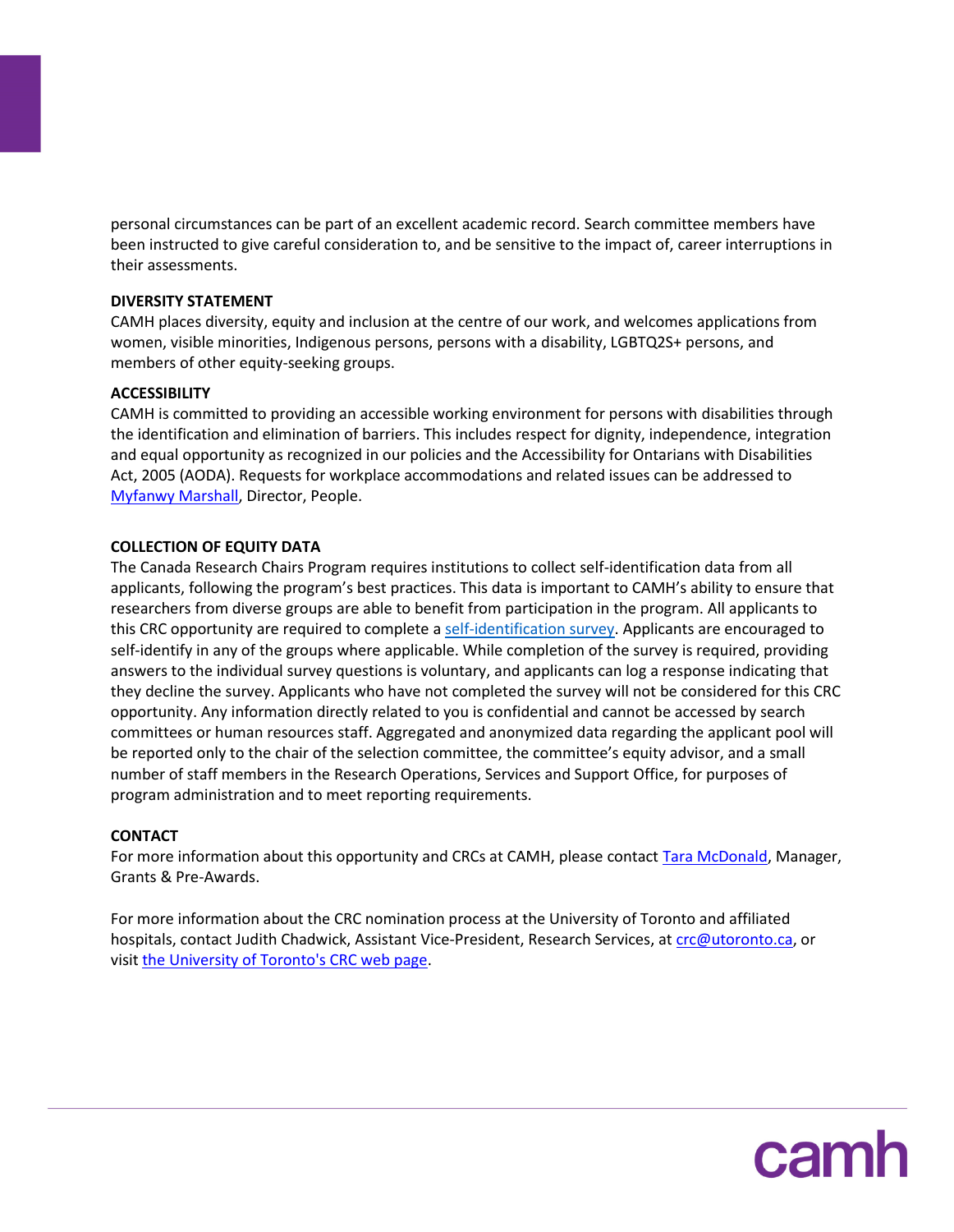personal circumstances can be part of an excellent academic record. Search committee members have been instructed to give careful consideration to, and be sensitive to the impact of, career interruptions in their assessments.

**DIVERSITY STATEMENT**

CAMH places diversity, equity and inclusion at the centre of our work, and welcomes applications from women, visible minorities, Indigenous persons, persons with a disability, LGBTQ2S+ persons, and members of other equity-seeking groups.

**ACCESSIBILITY**

CAMH is committed to providing an accessible working environment for persons with disabilities through the identification and elimination of barriers. This includes respect for dignity, independence, integration and equal opportunity as recognized in our policies and the Accessibility for Ontarians with Disabilities Act, 2005 (AODA). Requests for workplace accommodations and related issues can be addressed to Myfanwy Marshall, Director, People.

**COLLECTION OF EQUITY DATA**

The Canada Research Chairs Program requires institutions to collect self-identification data from all applicants, following the program's best practices. This data is important to CAMH's ability to ensure that researchers from diverse groups are able to benefit from participation in the program. All applicants to this CRC opportunity are required to complete a self-identification survey. Applicants are encouraged to self-identify in any of the groups where applicable. While completion of the survey is required, providing answers to the individual survey questions is voluntary, and applicants can log a response indicating that they decline the survey. Applicants who have not completed the survey will not be considered for this CRC opportunity. Any information directly related to you is confidential and cannot be accessed by search committees or human resources staff. Aggregated and anonymized data regarding the applicant pool will be reported only to the chair of the selection committee, the committee's equity advisor, and a small number of staff members in the Research Operations, Services and Support Office, for purposes of program administration and to meet reporting requirements.

**CONTACT**

For more information about this opportunity and CRCs at CAMH, please contact Tara McDonald, Manager, Grants & Pre-Awards.

For more information about the CRC nomination process at the University of Toronto and affiliated hospitals, contact Judith Chadwick, Assistant Vice-President, Research Services, at crc@utoronto.ca, or visit the University of Toronto's CRC web page.